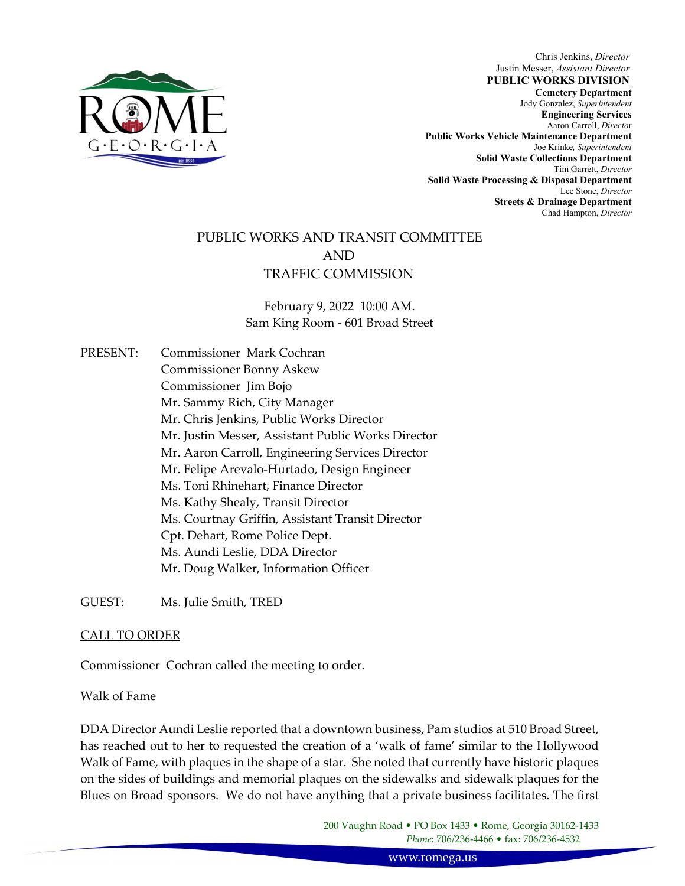Chris Jenkins, *Director*
Justin Messer, *Assistant Director*
**PUBLIC WORKS DIVISION**
**Cemetery Department**
Jody Gonzalez, *Superintendent*
**Engineering Services**
Aaron Carroll, *Director*
**Public Works Vehicle Maintenance Department**
Joe Krinke, *Superintendent*
**Solid Waste Collections Department**
Tim Garrett, *Director*
**Solid Waste Processing & Disposal Department**
Lee Stone, *Director*
**Streets & Drainage Department**
Chad Hampton, *Director*

# PUBLIC WORKS AND TRANSIT COMMITTEE AND TRAFFIC COMMISSION

February 9, 2022 10:00 AM.
Sam King Room - 601 Broad Street

PRESENT:
- Commissioner Mark Cochran
- Commissioner Bonny Askew
- Commissioner Jim Bojo
- Mr. Sammy Rich, City Manager
- Mr. Chris Jenkins, Public Works Director
- Mr. Justin Messer, Assistant Public Works Director
- Mr. Aaron Carroll, Engineering Services Director
- Mr. Felipe Arevalo-Hurtado, Design Engineer
- Ms. Toni Rhinehart, Finance Director
- Ms. Kathy Shealy, Transit Director
- Ms. Courtnay Griffin, Assistant Transit Director
- Cpt. Dehart, Rome Police Dept.
- Ms. Aundi Leslie, DDA Director
- Mr. Doug Walker, Information Officer

GUEST: Ms. Julie Smith, TRED

## CALL TO ORDER

Commissioner Cochran called the meeting to order.

### Walk of Fame

DDA Director Aundi Leslie reported that a downtown business, Pam studios at 510 Broad Street, has reached out to her to requested the creation of a 'walk of fame' similar to the Hollywood Walk of Fame, with plaques in the shape of a star. She noted that currently have historic plaques on the sides of buildings and memorial plaques on the sidewalks and sidewalk plaques for the Blues on Broad sponsors. We do not have anything that a private business facilitates. The first

200 Vaughn Road • PO Box 1433 • Rome, Georgia 30162-1433
*Phone*: 706/236-4466 • fax: 706/236-4532
www.romega.us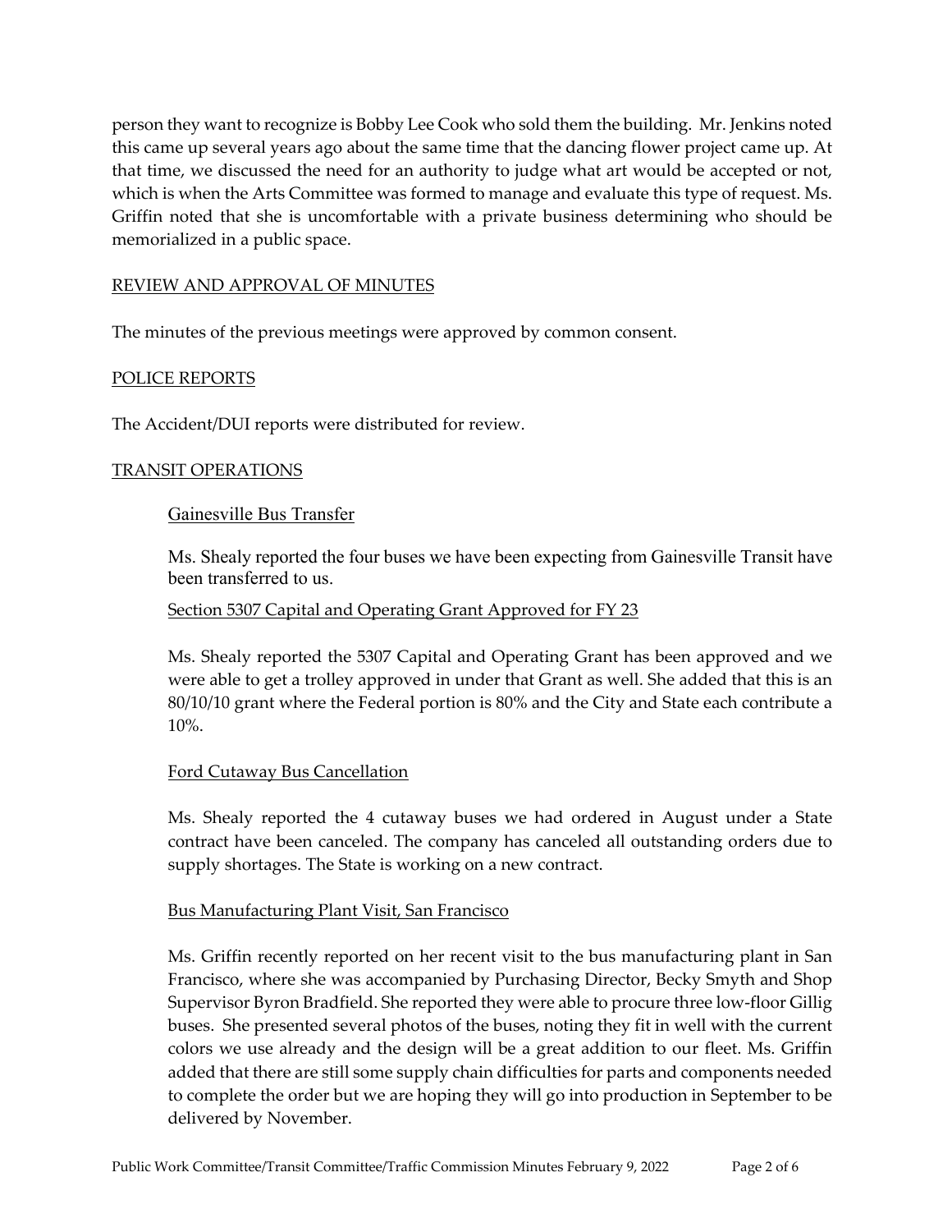person they want to recognize is Bobby Lee Cook who sold them the building. Mr. Jenkins noted this came up several years ago about the same time that the dancing flower project came up. At that time, we discussed the need for an authority to judge what art would be accepted or not, which is when the Arts Committee was formed to manage and evaluate this type of request. Ms. Griffin noted that she is uncomfortable with a private business determining who should be memorialized in a public space.

## REVIEW AND APPROVAL OF MINUTES

The minutes of the previous meetings were approved by common consent.

## POLICE REPORTS

The Accident/DUI reports were distributed for review.

## TRANSIT OPERATIONS

### Gainesville Bus Transfer

Ms. Shealy reported the four buses we have been expecting from Gainesville Transit have been transferred to us.

### Section 5307 Capital and Operating Grant Approved for FY 23

Ms. Shealy reported the 5307 Capital and Operating Grant has been approved and we were able to get a trolley approved in under that Grant as well. She added that this is an 80/10/10 grant where the Federal portion is 80% and the City and State each contribute a 10%.

### Ford Cutaway Bus Cancellation

Ms. Shealy reported the 4 cutaway buses we had ordered in August under a State contract have been canceled. The company has canceled all outstanding orders due to supply shortages. The State is working on a new contract.

### Bus Manufacturing Plant Visit, San Francisco

Ms. Griffin recently reported on her recent visit to the bus manufacturing plant in San Francisco, where she was accompanied by Purchasing Director, Becky Smyth and Shop Supervisor Byron Bradfield. She reported they were able to procure three low-floor Gillig buses. She presented several photos of the buses, noting they fit in well with the current colors we use already and the design will be a great addition to our fleet. Ms. Griffin added that there are still some supply chain difficulties for parts and components needed to complete the order but we are hoping they will go into production in September to be delivered by November.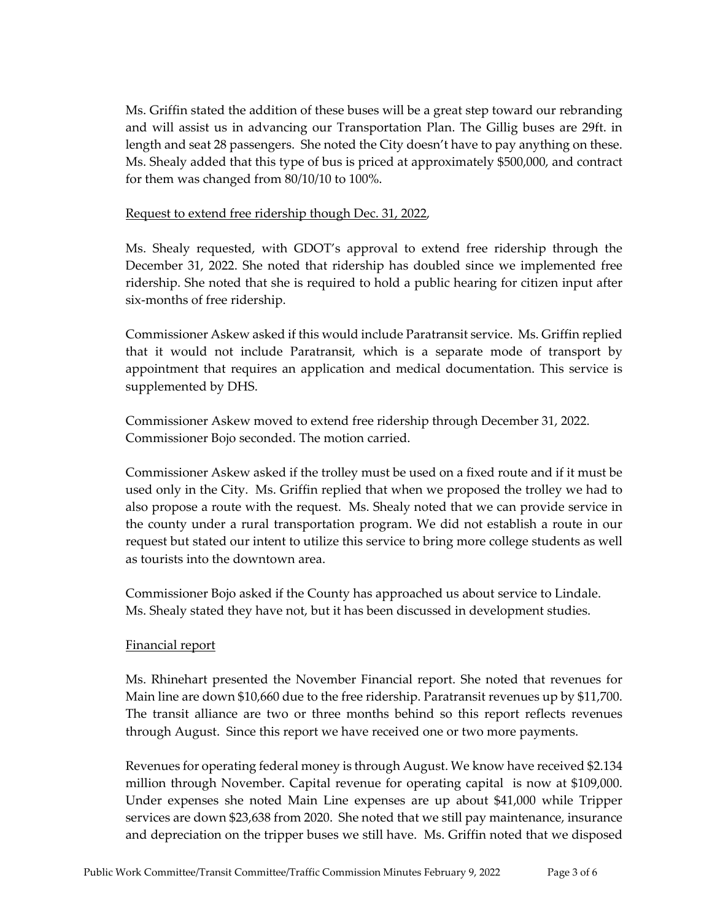Ms. Griffin stated the addition of these buses will be a great step toward our rebranding and will assist us in advancing our Transportation Plan. The Gillig buses are 29ft. in length and seat 28 passengers. She noted the City doesn't have to pay anything on these. Ms. Shealy added that this type of bus is priced at approximately $500,000, and contract for them was changed from 80/10/10 to 100%.

Request to extend free ridership though Dec. 31, 2022,

Ms. Shealy requested, with GDOT's approval to extend free ridership through the December 31, 2022. She noted that ridership has doubled since we implemented free ridership. She noted that she is required to hold a public hearing for citizen input after six-months of free ridership.

Commissioner Askew asked if this would include Paratransit service. Ms. Griffin replied that it would not include Paratransit, which is a separate mode of transport by appointment that requires an application and medical documentation. This service is supplemented by DHS.

Commissioner Askew moved to extend free ridership through December 31, 2022. Commissioner Bojo seconded. The motion carried.

Commissioner Askew asked if the trolley must be used on a fixed route and if it must be used only in the City. Ms. Griffin replied that when we proposed the trolley we had to also propose a route with the request. Ms. Shealy noted that we can provide service in the county under a rural transportation program. We did not establish a route in our request but stated our intent to utilize this service to bring more college students as well as tourists into the downtown area.

Commissioner Bojo asked if the County has approached us about service to Lindale. Ms. Shealy stated they have not, but it has been discussed in development studies.

Financial report

Ms. Rhinehart presented the November Financial report. She noted that revenues for Main line are down $10,660 due to the free ridership. Paratransit revenues up by $11,700. The transit alliance are two or three months behind so this report reflects revenues through August. Since this report we have received one or two more payments.

Revenues for operating federal money is through August. We know have received $2.134 million through November. Capital revenue for operating capital is now at $109,000. Under expenses she noted Main Line expenses are up about $41,000 while Tripper services are down $23,638 from 2020. She noted that we still pay maintenance, insurance and depreciation on the tripper buses we still have. Ms. Griffin noted that we disposed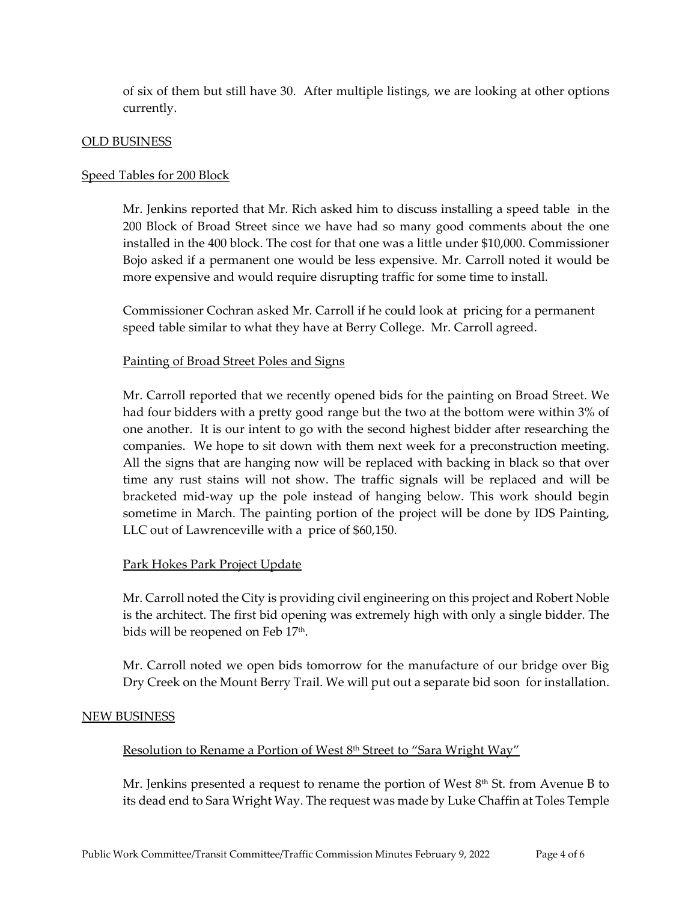of six of them but still have 30. After multiple listings, we are looking at other options currently.

## OLD BUSINESS

### Speed Tables for 200 Block

Mr. Jenkins reported that Mr. Rich asked him to discuss installing a speed table in the 200 Block of Broad Street since we have had so many good comments about the one installed in the 400 block. The cost for that one was a little under $10,000. Commissioner Bojo asked if a permanent one would be less expensive. Mr. Carroll noted it would be more expensive and would require disrupting traffic for some time to install.

Commissioner Cochran asked Mr. Carroll if he could look at pricing for a permanent speed table similar to what they have at Berry College. Mr. Carroll agreed.

### Painting of Broad Street Poles and Signs

Mr. Carroll reported that we recently opened bids for the painting on Broad Street. We had four bidders with a pretty good range but the two at the bottom were within 3% of one another. It is our intent to go with the second highest bidder after researching the companies. We hope to sit down with them next week for a preconstruction meeting. All the signs that are hanging now will be replaced with backing in black so that over time any rust stains will not show. The traffic signals will be replaced and will be bracketed mid-way up the pole instead of hanging below. This work should begin sometime in March. The painting portion of the project will be done by IDS Painting, LLC out of Lawrenceville with a price of $60,150.

### Park Hokes Park Project Update

Mr. Carroll noted the City is providing civil engineering on this project and Robert Noble is the architect. The first bid opening was extremely high with only a single bidder. The bids will be reopened on Feb 17th.

Mr. Carroll noted we open bids tomorrow for the manufacture of our bridge over Big Dry Creek on the Mount Berry Trail. We will put out a separate bid soon for installation.

## NEW BUSINESS

### Resolution to Rename a Portion of West 8th Street to "Sara Wright Way"

Mr. Jenkins presented a request to rename the portion of West 8th St. from Avenue B to its dead end to Sara Wright Way. The request was made by Luke Chaffin at Toles Temple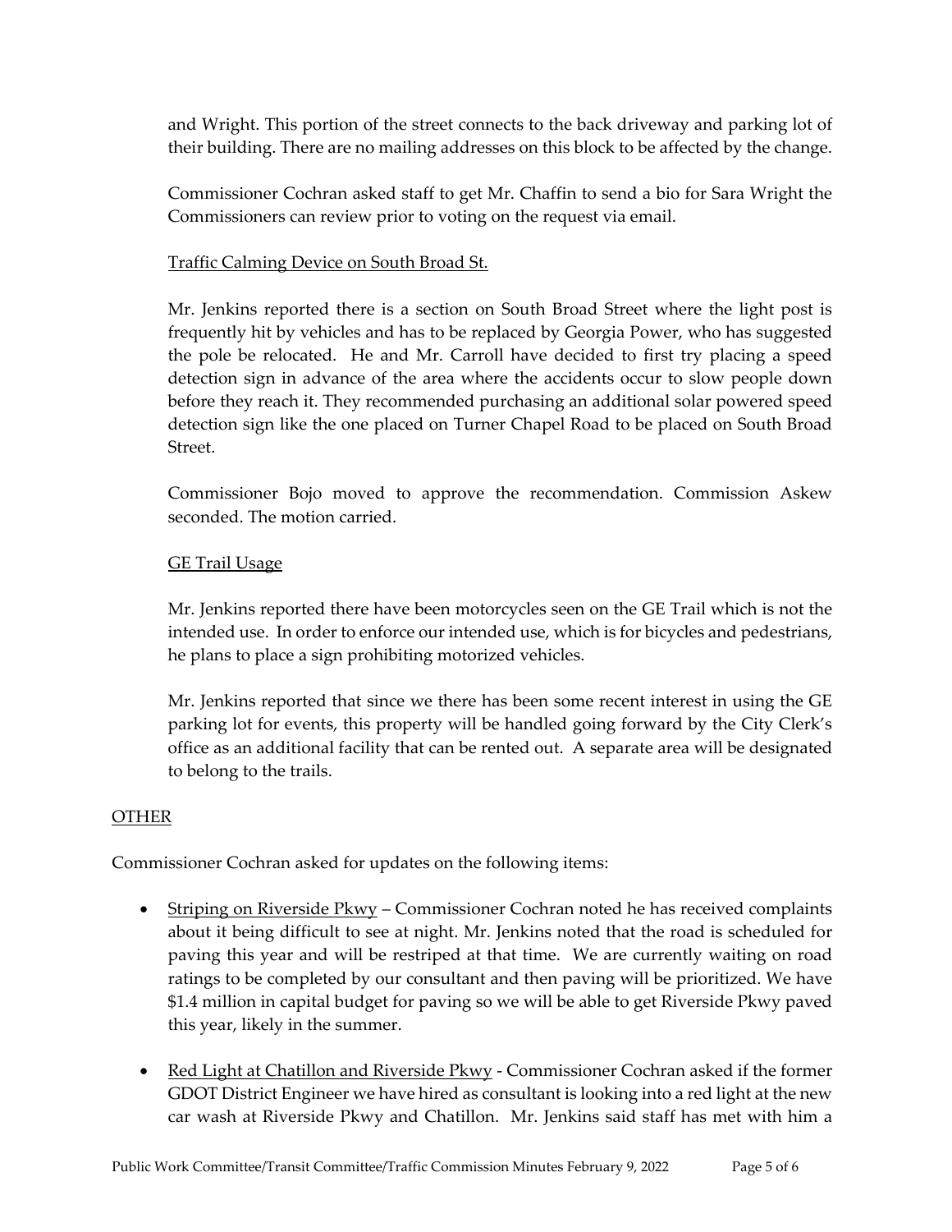and Wright. This portion of the street connects to the back driveway and parking lot of their building. There are no mailing addresses on this block to be affected by the change.

Commissioner Cochran asked staff to get Mr. Chaffin to send a bio for Sara Wright the Commissioners can review prior to voting on the request via email.

Traffic Calming Device on South Broad St.

Mr. Jenkins reported there is a section on South Broad Street where the light post is frequently hit by vehicles and has to be replaced by Georgia Power, who has suggested the pole be relocated. He and Mr. Carroll have decided to first try placing a speed detection sign in advance of the area where the accidents occur to slow people down before they reach it. They recommended purchasing an additional solar powered speed detection sign like the one placed on Turner Chapel Road to be placed on South Broad Street.

Commissioner Bojo moved to approve the recommendation. Commission Askew seconded. The motion carried.

GE Trail Usage

Mr. Jenkins reported there have been motorcycles seen on the GE Trail which is not the intended use. In order to enforce our intended use, which is for bicycles and pedestrians, he plans to place a sign prohibiting motorized vehicles.

Mr. Jenkins reported that since we there has been some recent interest in using the GE parking lot for events, this property will be handled going forward by the City Clerk's office as an additional facility that can be rented out. A separate area will be designated to belong to the trails.

## OTHER

Commissioner Cochran asked for updates on the following items:

- Striping on Riverside Pkwy – Commissioner Cochran noted he has received complaints about it being difficult to see at night. Mr. Jenkins noted that the road is scheduled for paving this year and will be restriped at that time. We are currently waiting on road ratings to be completed by our consultant and then paving will be prioritized. We have $1.4 million in capital budget for paving so we will be able to get Riverside Pkwy paved this year, likely in the summer.

- Red Light at Chatillon and Riverside Pkwy - Commissioner Cochran asked if the former GDOT District Engineer we have hired as consultant is looking into a red light at the new car wash at Riverside Pkwy and Chatillon. Mr. Jenkins said staff has met with him a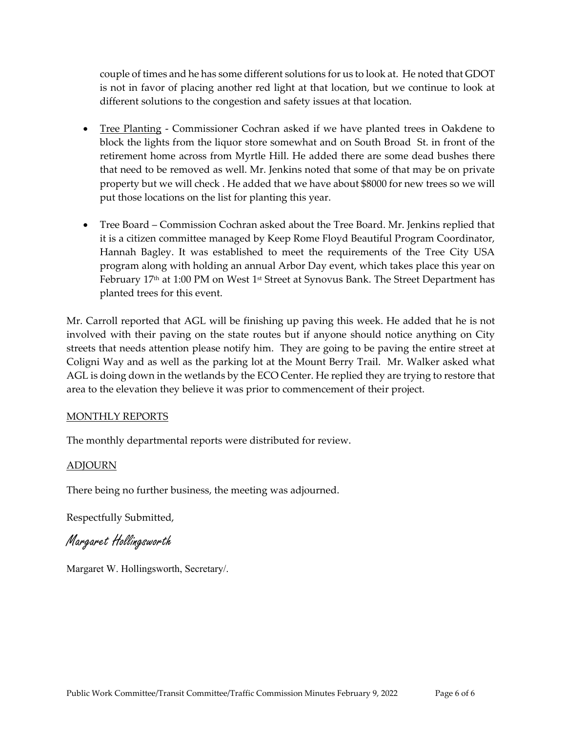couple of times and he has some different solutions for us to look at. He noted that GDOT is not in favor of placing another red light at that location, but we continue to look at different solutions to the congestion and safety issues at that location.

- Tree Planting - Commissioner Cochran asked if we have planted trees in Oakdene to block the lights from the liquor store somewhat and on South Broad St. in front of the retirement home across from Myrtle Hill. He added there are some dead bushes there that need to be removed as well. Mr. Jenkins noted that some of that may be on private property but we will check . He added that we have about $8000 for new trees so we will put those locations on the list for planting this year.

- Tree Board – Commission Cochran asked about the Tree Board. Mr. Jenkins replied that it is a citizen committee managed by Keep Rome Floyd Beautiful Program Coordinator, Hannah Bagley. It was established to meet the requirements of the Tree City USA program along with holding an annual Arbor Day event, which takes place this year on February 17th at 1:00 PM on West 1st Street at Synovus Bank. The Street Department has planted trees for this event.

Mr. Carroll reported that AGL will be finishing up paving this week. He added that he is not involved with their paving on the state routes but if anyone should notice anything on City streets that needs attention please notify him. They are going to be paving the entire street at Coligni Way and as well as the parking lot at the Mount Berry Trail. Mr. Walker asked what AGL is doing down in the wetlands by the ECO Center. He replied they are trying to restore that area to the elevation they believe it was prior to commencement of their project.

MONTHLY REPORTS

The monthly departmental reports were distributed for review.

ADJOURN

There being no further business, the meeting was adjourned.

Respectfully Submitted,

Margaret Hollingsworth

Margaret W. Hollingsworth, Secretary/.